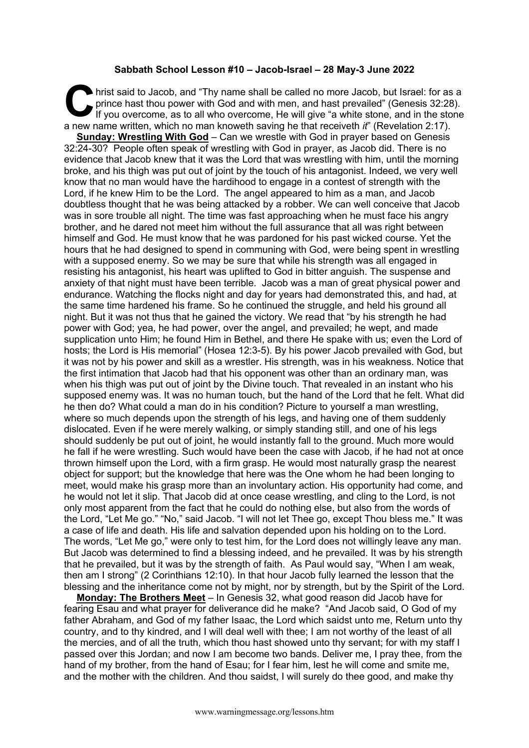**Sabbath School Lesson #10 – Jacob-Israel – 28 May-3 June 2022**

Christ said to Jacob, and "Thy name shall be called no more Jacob, but Israel: for as a prince hast thou power with God and with men, and hast prevailed" (Genesis 32:28). If you overcome, as to all who overcome, He will give "a white stone, and in the stone a new name written, which no man knoweth saving he that receiveth *it*" (Revelation 2:17).

**Sunday: Wrestling With God** – Can we wrestle with God in prayer based on Genesis 32:24-30? People often speak of wrestling with God in prayer, as Jacob did. There is no evidence that Jacob knew that it was the Lord that was wrestling with him, until the morning broke, and his thigh was put out of joint by the touch of his antagonist. Indeed, we very well know that no man would have the hardihood to engage in a contest of strength with the Lord, if he knew Him to be the Lord. The angel appeared to him as a man, and Jacob doubtless thought that he was being attacked by a robber. We can well conceive that Jacob was in sore trouble all night. The time was fast approaching when he must face his angry brother, and he dared not meet him without the full assurance that all was right between himself and God. He must know that he was pardoned for his past wicked course. Yet the hours that he had designed to spend in communing with God, were being spent in wrestling with a supposed enemy. So we may be sure that while his strength was all engaged in resisting his antagonist, his heart was uplifted to God in bitter anguish. The suspense and anxiety of that night must have been terrible. Jacob was a man of great physical power and endurance. Watching the flocks night and day for years had demonstrated this, and had, at the same time hardened his frame. So he continued the struggle, and held his ground all night. But it was not thus that he gained the victory. We read that "by his strength he had power with God; yea, he had power, over the angel, and prevailed; he wept, and made supplication unto Him; he found Him in Bethel, and there He spake with us; even the Lord of hosts; the Lord is His memorial" (Hosea 12:3-5). By his power Jacob prevailed with God, but it was not by his power and skill as a wrestler. His strength, was in his weakness. Notice that the first intimation that Jacob had that his opponent was other than an ordinary man, was when his thigh was put out of joint by the Divine touch. That revealed in an instant who his supposed enemy was. It was no human touch, but the hand of the Lord that he felt. What did he then do? What could a man do in his condition? Picture to yourself a man wrestling, where so much depends upon the strength of his legs, and having one of them suddenly dislocated. Even if he were merely walking, or simply standing still, and one of his legs should suddenly be put out of joint, he would instantly fall to the ground. Much more would he fall if he were wrestling. Such would have been the case with Jacob, if he had not at once thrown himself upon the Lord, with a firm grasp. He would most naturally grasp the nearest object for support; but the knowledge that here was the One whom he had been longing to meet, would make his grasp more than an involuntary action. His opportunity had come, and he would not let it slip. That Jacob did at once cease wrestling, and cling to the Lord, is not only most apparent from the fact that he could do nothing else, but also from the words of the Lord, "Let Me go." "No," said Jacob. "I will not let Thee go, except Thou bless me." It was a case of life and death. His life and salvation depended upon his holding on to the Lord. The words, "Let Me go," were only to test him, for the Lord does not willingly leave any man. But Jacob was determined to find a blessing indeed, and he prevailed. It was by his strength that he prevailed, but it was by the strength of faith. As Paul would say, "When I am weak, then am I strong" (2 Corinthians 12:10). In that hour Jacob fully learned the lesson that the blessing and the inheritance come not by might, nor by strength, but by the Spirit of the Lord.

**Monday: The Brothers Meet** – In Genesis 32, what good reason did Jacob have for fearing Esau and what prayer for deliverance did he make? "And Jacob said, O God of my father Abraham, and God of my father Isaac, the Lord which saidst unto me, Return unto thy country, and to thy kindred, and I will deal well with thee; I am not worthy of the least of all the mercies, and of all the truth, which thou hast showed unto thy servant; for with my staff I passed over this Jordan; and now I am become two bands. Deliver me, I pray thee, from the hand of my brother, from the hand of Esau; for I fear him, lest he will come and smite me, and the mother with the children. And thou saidst, I will surely do thee good, and make thy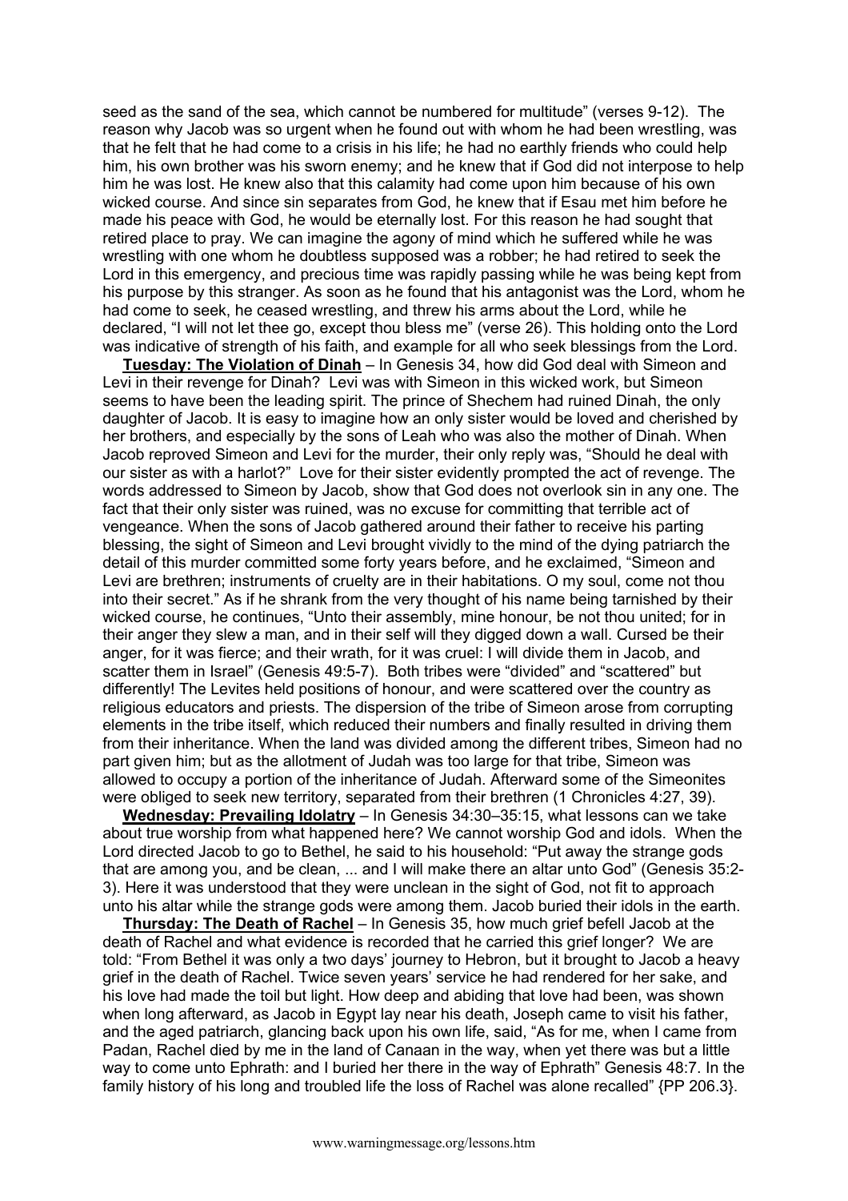seed as the sand of the sea, which cannot be numbered for multitude" (verses 9-12). The reason why Jacob was so urgent when he found out with whom he had been wrestling, was that he felt that he had come to a crisis in his life; he had no earthly friends who could help him, his own brother was his sworn enemy; and he knew that if God did not interpose to help him he was lost. He knew also that this calamity had come upon him because of his own wicked course. And since sin separates from God, he knew that if Esau met him before he made his peace with God, he would be eternally lost. For this reason he had sought that retired place to pray. We can imagine the agony of mind which he suffered while he was wrestling with one whom he doubtless supposed was a robber; he had retired to seek the Lord in this emergency, and precious time was rapidly passing while he was being kept from his purpose by this stranger. As soon as he found that his antagonist was the Lord, whom he had come to seek, he ceased wrestling, and threw his arms about the Lord, while he declared, "I will not let thee go, except thou bless me" (verse 26). This holding onto the Lord was indicative of strength of his faith, and example for all who seek blessings from the Lord.

**Tuesday: The Violation of Dinah** – In Genesis 34, how did God deal with Simeon and Levi in their revenge for Dinah? Levi was with Simeon in this wicked work, but Simeon seems to have been the leading spirit. The prince of Shechem had ruined Dinah, the only daughter of Jacob. It is easy to imagine how an only sister would be loved and cherished by her brothers, and especially by the sons of Leah who was also the mother of Dinah. When Jacob reproved Simeon and Levi for the murder, their only reply was, "Should he deal with our sister as with a harlot?" Love for their sister evidently prompted the act of revenge. The words addressed to Simeon by Jacob, show that God does not overlook sin in any one. The fact that their only sister was ruined, was no excuse for committing that terrible act of vengeance. When the sons of Jacob gathered around their father to receive his parting blessing, the sight of Simeon and Levi brought vividly to the mind of the dying patriarch the detail of this murder committed some forty years before, and he exclaimed, "Simeon and Levi are brethren; instruments of cruelty are in their habitations. O my soul, come not thou into their secret." As if he shrank from the very thought of his name being tarnished by their wicked course, he continues, "Unto their assembly, mine honour, be not thou united; for in their anger they slew a man, and in their self will they digged down a wall. Cursed be their anger, for it was fierce; and their wrath, for it was cruel: I will divide them in Jacob, and scatter them in Israel" (Genesis 49:5-7). Both tribes were "divided" and "scattered" but differently! The Levites held positions of honour, and were scattered over the country as religious educators and priests. The dispersion of the tribe of Simeon arose from corrupting elements in the tribe itself, which reduced their numbers and finally resulted in driving them from their inheritance. When the land was divided among the different tribes, Simeon had no part given him; but as the allotment of Judah was too large for that tribe, Simeon was allowed to occupy a portion of the inheritance of Judah. Afterward some of the Simeonites were obliged to seek new territory, separated from their brethren (1 Chronicles 4:27, 39).

**Wednesday: Prevailing Idolatry** – In Genesis 34:30–35:15, what lessons can we take about true worship from what happened here? We cannot worship God and idols. When the Lord directed Jacob to go to Bethel, he said to his household: "Put away the strange gods that are among you, and be clean, ... and I will make there an altar unto God" (Genesis 35:2-3). Here it was understood that they were unclean in the sight of God, not fit to approach unto his altar while the strange gods were among them. Jacob buried their idols in the earth.

**Thursday: The Death of Rachel** – In Genesis 35, how much grief befell Jacob at the death of Rachel and what evidence is recorded that he carried this grief longer? We are told: "From Bethel it was only a two days' journey to Hebron, but it brought to Jacob a heavy grief in the death of Rachel. Twice seven years' service he had rendered for her sake, and his love had made the toil but light. How deep and abiding that love had been, was shown when long afterward, as Jacob in Egypt lay near his death, Joseph came to visit his father, and the aged patriarch, glancing back upon his own life, said, "As for me, when I came from Padan, Rachel died by me in the land of Canaan in the way, when yet there was but a little way to come unto Ephrath: and I buried her there in the way of Ephrath" Genesis 48:7. In the family history of his long and troubled life the loss of Rachel was alone recalled" {PP 206.3}.

www.warningmessage.org/lessons.htm